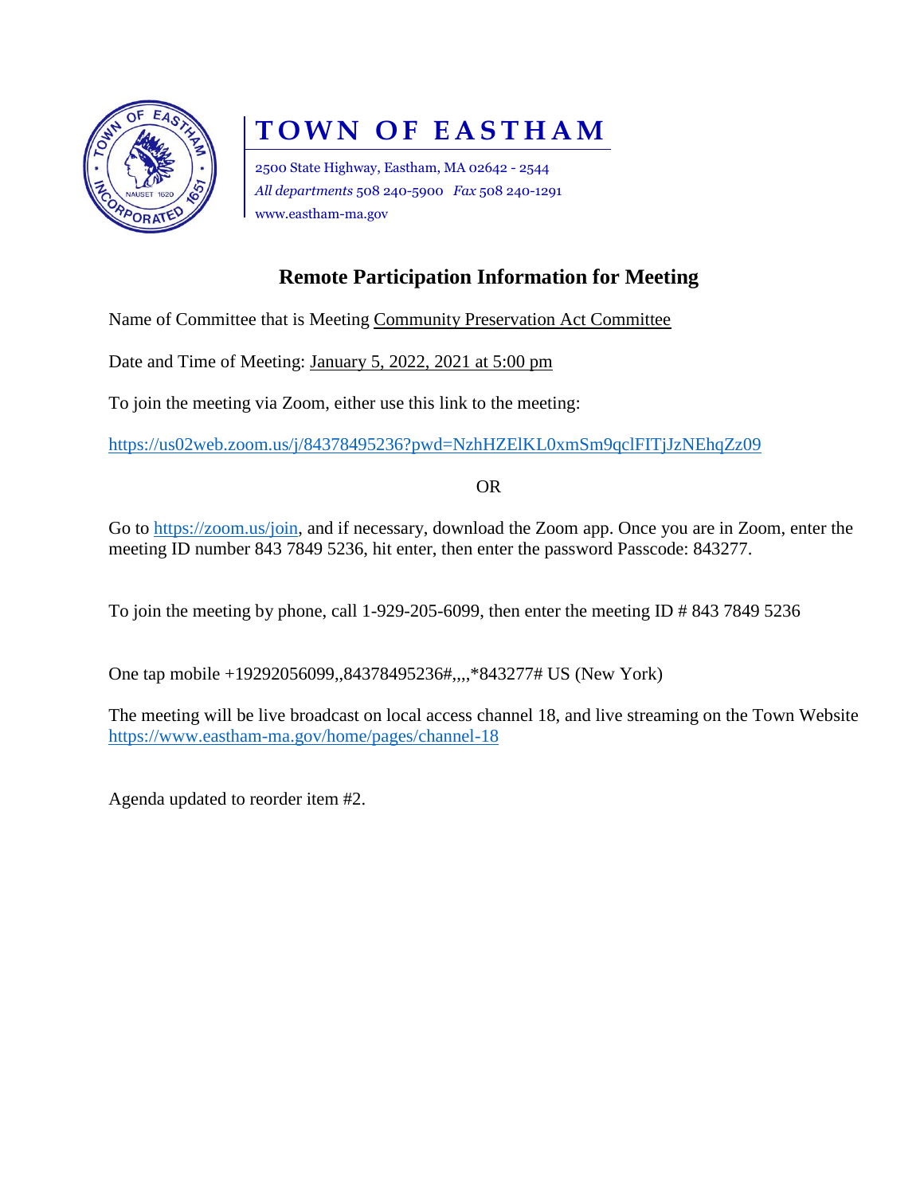# TOWN OF EASTHAM

2500 State Highway, Eastham, MA 02642 - 2544
*All departments* 508 240-5900 *Fax* 508 240-1291
www.eastham-ma.gov

## Remote Participation Information for Meeting

Name of Committee that is Meeting Community Preservation Act Committee

Date and Time of Meeting: January 5, 2022, 2021 at 5:00 pm

To join the meeting via Zoom, either use this link to the meeting:

https://us02web.zoom.us/j/84378495236?pwd=NzhHZElKL0xmSm9qclFITjJzNEhqZz09

OR

Go to https://zoom.us/join, and if necessary, download the Zoom app. Once you are in Zoom, enter the meeting ID number 843 7849 5236, hit enter, then enter the password Passcode: 843277.

To join the meeting by phone, call 1-929-205-6099, then enter the meeting ID # 843 7849 5236

One tap mobile +19292056099,,84378495236#,,,,*843277# US (New York)

The meeting will be live broadcast on local access channel 18, and live streaming on the Town Website https://www.eastham-ma.gov/home/pages/channel-18

Agenda updated to reorder item #2.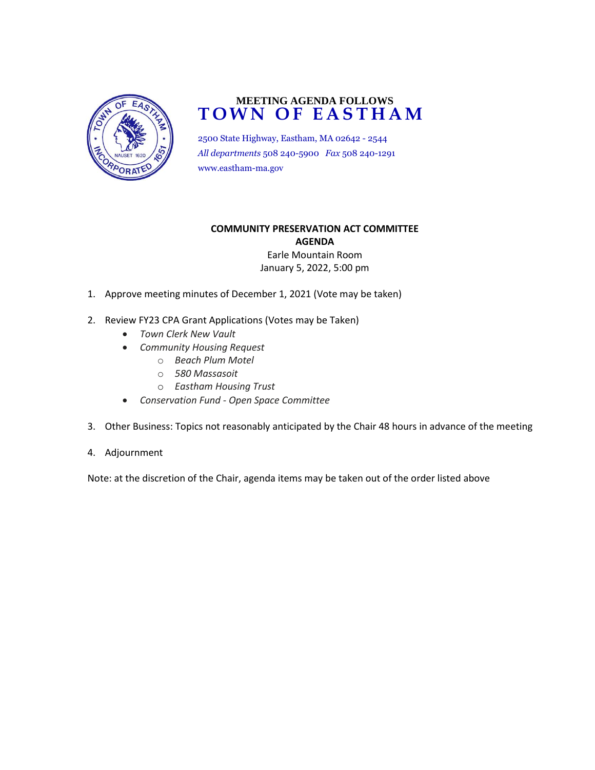MEETING AGENDA FOLLOWS

# TOWN OF EASTHAM

2500 State Highway, Eastham, MA 02642 - 2544
*All departments* 508 240-5900 *Fax* 508 240-1291
www.eastham-ma.gov

**COMMUNITY PRESERVATION ACT COMMITTEE**
**AGENDA**
Earle Mountain Room
January 5, 2022, 5:00 pm

1. Approve meeting minutes of December 1, 2021 (Vote may be taken)
2. Review FY23 CPA Grant Applications (Votes may be Taken)
   - *Town Clerk New Vault*
   - *Community Housing Request*
     - *Beach Plum Motel*
     - *580 Massasoit*
     - *Eastham Housing Trust*
   - *Conservation Fund - Open Space Committee*
3. Other Business: Topics not reasonably anticipated by the Chair 48 hours in advance of the meeting
4. Adjournment

Note: at the discretion of the Chair, agenda items may be taken out of the order listed above